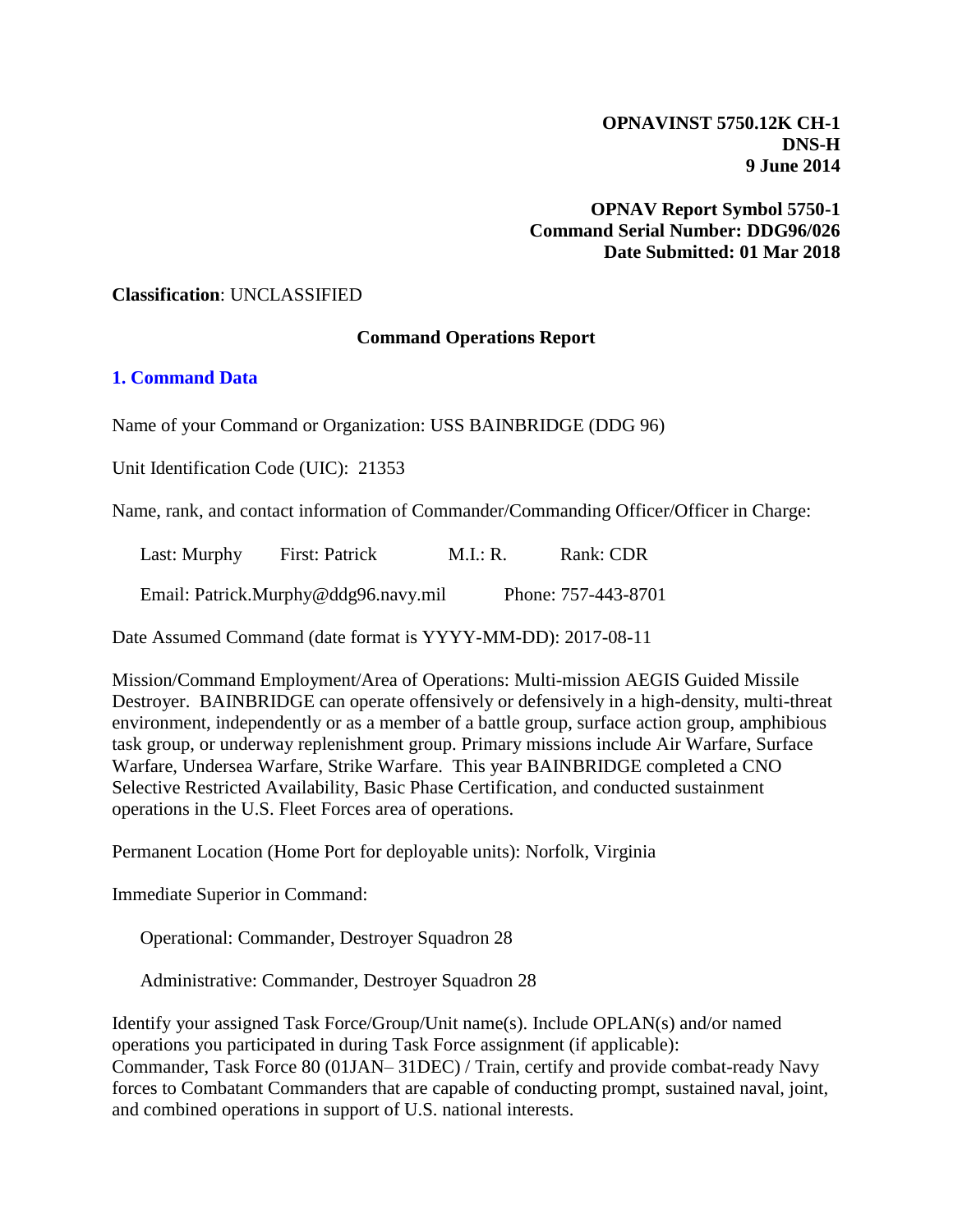**OPNAVINST 5750.12K CH-1**
**DNS-H**
**9 June 2014**

**OPNAV Report Symbol 5750-1**
**Command Serial Number: DDG96/026**
**Date Submitted: 01 Mar 2018**

**Classification**: UNCLASSIFIED

**Command Operations Report**

## 1. Command Data

Name of your Command or Organization: USS BAINBRIDGE (DDG 96)

Unit Identification Code (UIC): 21353

Name, rank, and contact information of Commander/Commanding Officer/Officer in Charge:

Last: Murphy First: Patrick M.I.: R. Rank: CDR

Email: Patrick.Murphy@ddg96.navy.mil Phone: 757-443-8701

Date Assumed Command (date format is YYYY-MM-DD): 2017-08-11

Mission/Command Employment/Area of Operations: Multi-mission AEGIS Guided Missile Destroyer. BAINBRIDGE can operate offensively or defensively in a high-density, multi-threat environment, independently or as a member of a battle group, surface action group, amphibious task group, or underway replenishment group. Primary missions include Air Warfare, Surface Warfare, Undersea Warfare, Strike Warfare. This year BAINBRIDGE completed a CNO Selective Restricted Availability, Basic Phase Certification, and conducted sustainment operations in the U.S. Fleet Forces area of operations.

Permanent Location (Home Port for deployable units): Norfolk, Virginia

Immediate Superior in Command:

Operational: Commander, Destroyer Squadron 28

Administrative: Commander, Destroyer Squadron 28

Identify your assigned Task Force/Group/Unit name(s). Include OPLAN(s) and/or named operations you participated in during Task Force assignment (if applicable):
Commander, Task Force 80 (01JAN– 31DEC) / Train, certify and provide combat-ready Navy forces to Combatant Commanders that are capable of conducting prompt, sustained naval, joint, and combined operations in support of U.S. national interests.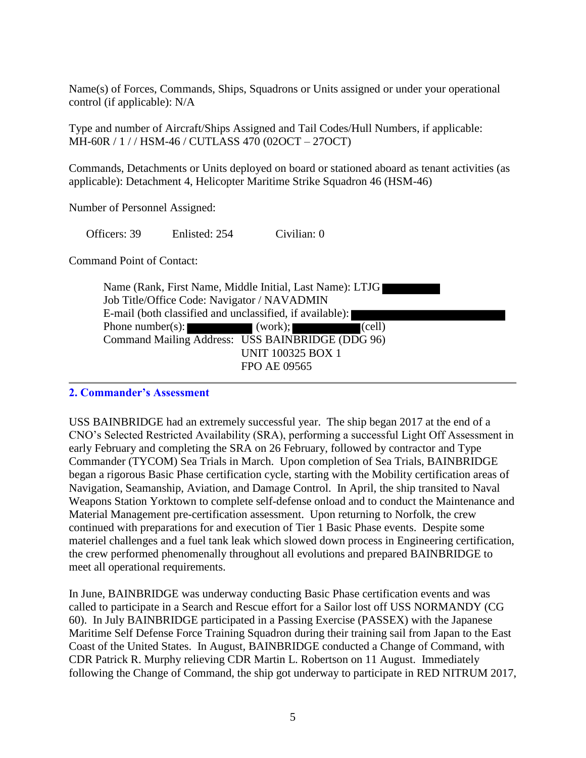Name(s) of Forces, Commands, Ships, Squadrons or Units assigned or under your operational control (if applicable): N/A

Type and number of Aircraft/Ships Assigned and Tail Codes/Hull Numbers, if applicable: MH-60R / 1 / / HSM-46 / CUTLASS 470 (02OCT – 27OCT)

Commands, Detachments or Units deployed on board or stationed aboard as tenant activities (as applicable): Detachment 4, Helicopter Maritime Strike Squadron 46 (HSM-46)

Number of Personnel Assigned:

Officers: 39 Enlisted: 254 Civilian: 0

Command Point of Contact:

Name (Rank, First Name, Middle Initial, Last Name): LTJG ██████
Job Title/Office Code: Navigator / NAVADMIN
E-mail (both classified and unclassified, if available): ██████
Phone number(s): ██████ (work); ██████ (cell)
Command Mailing Address: USS BAINBRIDGE (DDG 96)
UNIT 100325 BOX 1
FPO AE 09565

## 2. Commander's Assessment

USS BAINBRIDGE had an extremely successful year. The ship began 2017 at the end of a CNO's Selected Restricted Availability (SRA), performing a successful Light Off Assessment in early February and completing the SRA on 26 February, followed by contractor and Type Commander (TYCOM) Sea Trials in March. Upon completion of Sea Trials, BAINBRIDGE began a rigorous Basic Phase certification cycle, starting with the Mobility certification areas of Navigation, Seamanship, Aviation, and Damage Control. In April, the ship transited to Naval Weapons Station Yorktown to complete self-defense onload and to conduct the Maintenance and Material Management pre-certification assessment. Upon returning to Norfolk, the crew continued with preparations for and execution of Tier 1 Basic Phase events. Despite some materiel challenges and a fuel tank leak which slowed down process in Engineering certification, the crew performed phenomenally throughout all evolutions and prepared BAINBRIDGE to meet all operational requirements.

In June, BAINBRIDGE was underway conducting Basic Phase certification events and was called to participate in a Search and Rescue effort for a Sailor lost off USS NORMANDY (CG 60). In July BAINBRIDGE participated in a Passing Exercise (PASSEX) with the Japanese Maritime Self Defense Force Training Squadron during their training sail from Japan to the East Coast of the United States. In August, BAINBRIDGE conducted a Change of Command, with CDR Patrick R. Murphy relieving CDR Martin L. Robertson on 11 August. Immediately following the Change of Command, the ship got underway to participate in RED NITRUM 2017,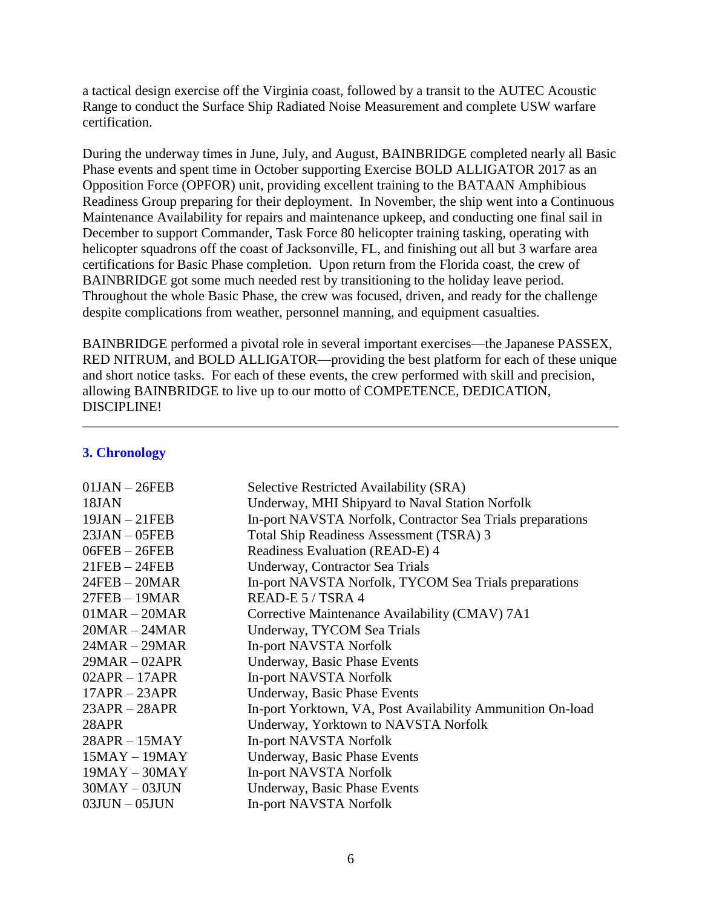a tactical design exercise off the Virginia coast, followed by a transit to the AUTEC Acoustic Range to conduct the Surface Ship Radiated Noise Measurement and complete USW warfare certification.

During the underway times in June, July, and August, BAINBRIDGE completed nearly all Basic Phase events and spent time in October supporting Exercise BOLD ALLIGATOR 2017 as an Opposition Force (OPFOR) unit, providing excellent training to the BATAAN Amphibious Readiness Group preparing for their deployment. In November, the ship went into a Continuous Maintenance Availability for repairs and maintenance upkeep, and conducting one final sail in December to support Commander, Task Force 80 helicopter training tasking, operating with helicopter squadrons off the coast of Jacksonville, FL, and finishing out all but 3 warfare area certifications for Basic Phase completion. Upon return from the Florida coast, the crew of BAINBRIDGE got some much needed rest by transitioning to the holiday leave period. Throughout the whole Basic Phase, the crew was focused, driven, and ready for the challenge despite complications from weather, personnel manning, and equipment casualties.

BAINBRIDGE performed a pivotal role in several important exercises—the Japanese PASSEX, RED NITRUM, and BOLD ALLIGATOR—providing the best platform for each of these unique and short notice tasks. For each of these events, the crew performed with skill and precision, allowing BAINBRIDGE to live up to our motto of COMPETENCE, DEDICATION, DISCIPLINE!

---

## 3. Chronology

| | |
|---|---|
| 01JAN – 26FEB | Selective Restricted Availability (SRA) |
| 18JAN | Underway, MHI Shipyard to Naval Station Norfolk |
| 19JAN – 21FEB | In-port NAVSTA Norfolk, Contractor Sea Trials preparations |
| 23JAN – 05FEB | Total Ship Readiness Assessment (TSRA) 3 |
| 06FEB – 26FEB | Readiness Evaluation (READ-E) 4 |
| 21FEB – 24FEB | Underway, Contractor Sea Trials |
| 24FEB – 20MAR | In-port NAVSTA Norfolk, TYCOM Sea Trials preparations |
| 27FEB – 19MAR | READ-E 5 / TSRA 4 |
| 01MAR – 20MAR | Corrective Maintenance Availability (CMAV) 7A1 |
| 20MAR – 24MAR | Underway, TYCOM Sea Trials |
| 24MAR – 29MAR | In-port NAVSTA Norfolk |
| 29MAR – 02APR | Underway, Basic Phase Events |
| 02APR – 17APR | In-port NAVSTA Norfolk |
| 17APR – 23APR | Underway, Basic Phase Events |
| 23APR – 28APR | In-port Yorktown, VA, Post Availability Ammunition On-load |
| 28APR | Underway, Yorktown to NAVSTA Norfolk |
| 28APR – 15MAY | In-port NAVSTA Norfolk |
| 15MAY – 19MAY | Underway, Basic Phase Events |
| 19MAY – 30MAY | In-port NAVSTA Norfolk |
| 30MAY – 03JUN | Underway, Basic Phase Events |
| 03JUN – 05JUN | In-port NAVSTA Norfolk |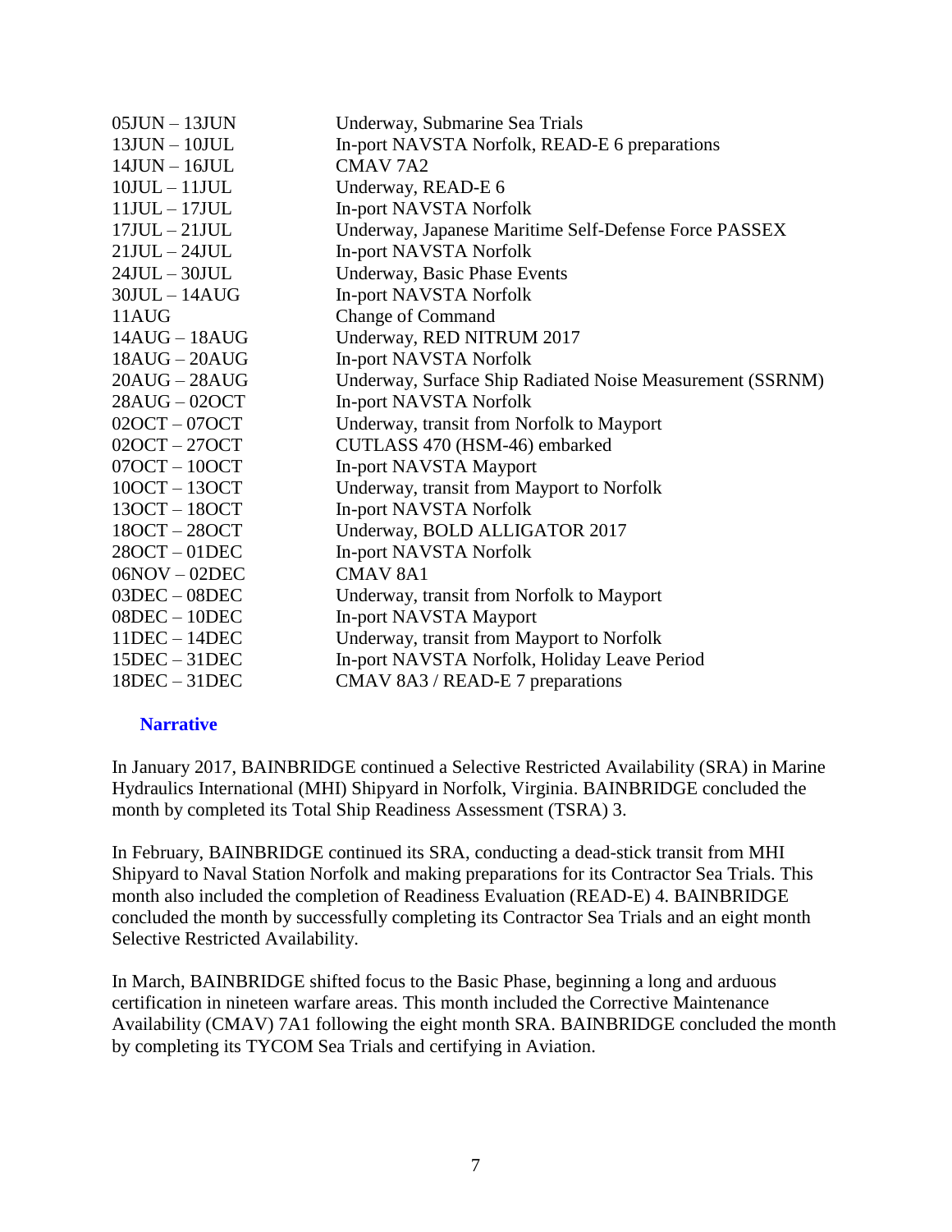| | |
|---|---|
| 05JUN – 13JUN | Underway, Submarine Sea Trials |
| 13JUN – 10JUL | In-port NAVSTA Norfolk, READ-E 6 preparations |
| 14JUN – 16JUL | CMAV 7A2 |
| 10JUL – 11JUL | Underway, READ-E 6 |
| 11JUL – 17JUL | In-port NAVSTA Norfolk |
| 17JUL – 21JUL | Underway, Japanese Maritime Self-Defense Force PASSEX |
| 21JUL – 24JUL | In-port NAVSTA Norfolk |
| 24JUL – 30JUL | Underway, Basic Phase Events |
| 30JUL – 14AUG | In-port NAVSTA Norfolk |
| 11AUG | Change of Command |
| 14AUG – 18AUG | Underway, RED NITRUM 2017 |
| 18AUG – 20AUG | In-port NAVSTA Norfolk |
| 20AUG – 28AUG | Underway, Surface Ship Radiated Noise Measurement (SSRNM) |
| 28AUG – 02OCT | In-port NAVSTA Norfolk |
| 02OCT – 07OCT | Underway, transit from Norfolk to Mayport |
| 02OCT – 27OCT | CUTLASS 470 (HSM-46) embarked |
| 07OCT – 10OCT | In-port NAVSTA Mayport |
| 10OCT – 13OCT | Underway, transit from Mayport to Norfolk |
| 13OCT – 18OCT | In-port NAVSTA Norfolk |
| 18OCT – 28OCT | Underway, BOLD ALLIGATOR 2017 |
| 28OCT – 01DEC | In-port NAVSTA Norfolk |
| 06NOV – 02DEC | CMAV 8A1 |
| 03DEC – 08DEC | Underway, transit from Norfolk to Mayport |
| 08DEC – 10DEC | In-port NAVSTA Mayport |
| 11DEC – 14DEC | Underway, transit from Mayport to Norfolk |
| 15DEC – 31DEC | In-port NAVSTA Norfolk, Holiday Leave Period |
| 18DEC – 31DEC | CMAV 8A3 / READ-E 7 preparations |

## Narrative

In January 2017, BAINBRIDGE continued a Selective Restricted Availability (SRA) in Marine Hydraulics International (MHI) Shipyard in Norfolk, Virginia. BAINBRIDGE concluded the month by completed its Total Ship Readiness Assessment (TSRA) 3.

In February, BAINBRIDGE continued its SRA, conducting a dead-stick transit from MHI Shipyard to Naval Station Norfolk and making preparations for its Contractor Sea Trials. This month also included the completion of Readiness Evaluation (READ-E) 4. BAINBRIDGE concluded the month by successfully completing its Contractor Sea Trials and an eight month Selective Restricted Availability.

In March, BAINBRIDGE shifted focus to the Basic Phase, beginning a long and arduous certification in nineteen warfare areas. This month included the Corrective Maintenance Availability (CMAV) 7A1 following the eight month SRA. BAINBRIDGE concluded the month by completing its TYCOM Sea Trials and certifying in Aviation.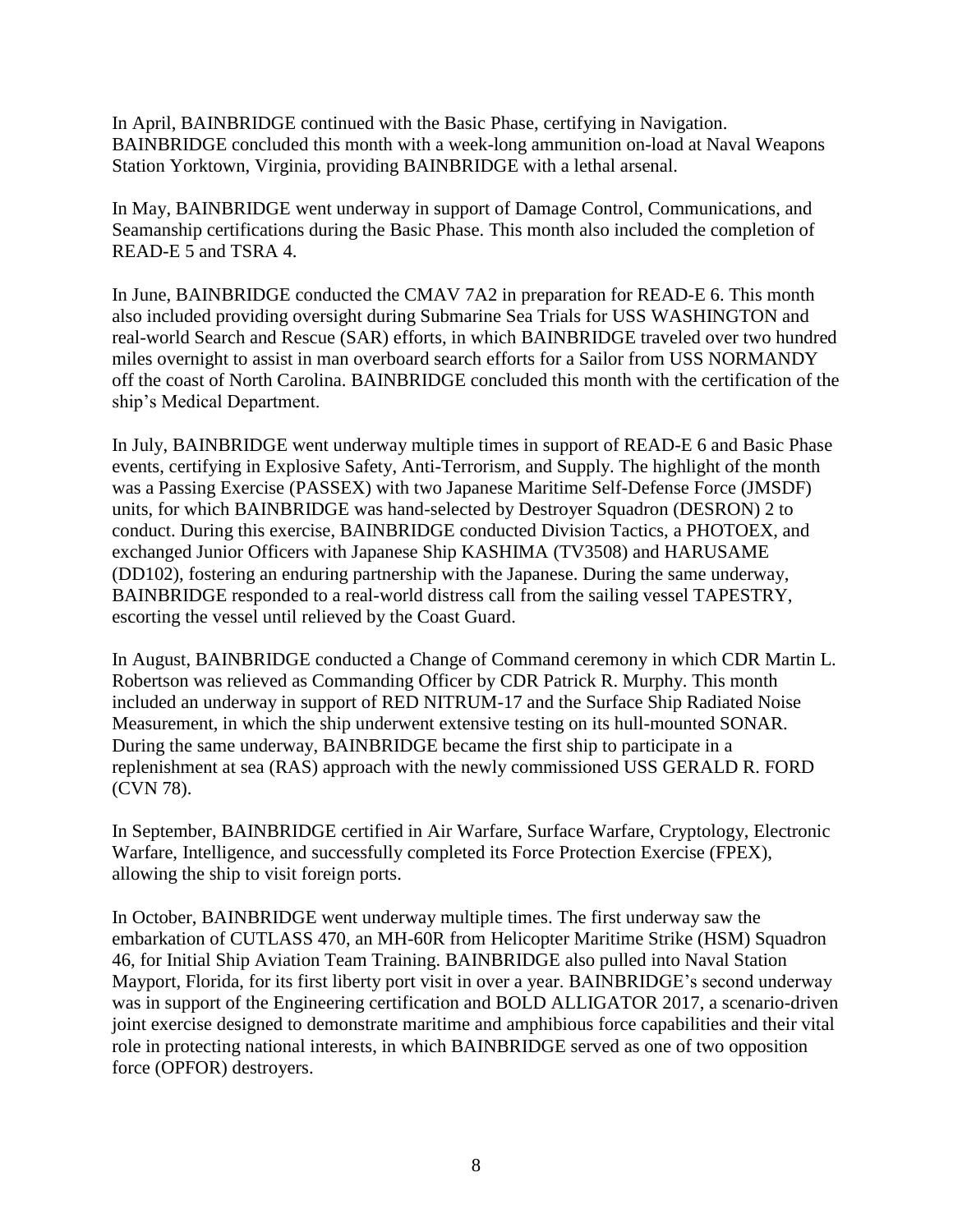In April, BAINBRIDGE continued with the Basic Phase, certifying in Navigation. BAINBRIDGE concluded this month with a week-long ammunition on-load at Naval Weapons Station Yorktown, Virginia, providing BAINBRIDGE with a lethal arsenal.

In May, BAINBRIDGE went underway in support of Damage Control, Communications, and Seamanship certifications during the Basic Phase. This month also included the completion of READ-E 5 and TSRA 4.

In June, BAINBRIDGE conducted the CMAV 7A2 in preparation for READ-E 6. This month also included providing oversight during Submarine Sea Trials for USS WASHINGTON and real-world Search and Rescue (SAR) efforts, in which BAINBRIDGE traveled over two hundred miles overnight to assist in man overboard search efforts for a Sailor from USS NORMANDY off the coast of North Carolina. BAINBRIDGE concluded this month with the certification of the ship's Medical Department.

In July, BAINBRIDGE went underway multiple times in support of READ-E 6 and Basic Phase events, certifying in Explosive Safety, Anti-Terrorism, and Supply. The highlight of the month was a Passing Exercise (PASSEX) with two Japanese Maritime Self-Defense Force (JMSDF) units, for which BAINBRIDGE was hand-selected by Destroyer Squadron (DESRON) 2 to conduct. During this exercise, BAINBRIDGE conducted Division Tactics, a PHOTOEX, and exchanged Junior Officers with Japanese Ship KASHIMA (TV3508) and HARUSAME (DD102), fostering an enduring partnership with the Japanese. During the same underway, BAINBRIDGE responded to a real-world distress call from the sailing vessel TAPESTRY, escorting the vessel until relieved by the Coast Guard.

In August, BAINBRIDGE conducted a Change of Command ceremony in which CDR Martin L. Robertson was relieved as Commanding Officer by CDR Patrick R. Murphy. This month included an underway in support of RED NITRUM-17 and the Surface Ship Radiated Noise Measurement, in which the ship underwent extensive testing on its hull-mounted SONAR. During the same underway, BAINBRIDGE became the first ship to participate in a replenishment at sea (RAS) approach with the newly commissioned USS GERALD R. FORD (CVN 78).

In September, BAINBRIDGE certified in Air Warfare, Surface Warfare, Cryptology, Electronic Warfare, Intelligence, and successfully completed its Force Protection Exercise (FPEX), allowing the ship to visit foreign ports.

In October, BAINBRIDGE went underway multiple times. The first underway saw the embarkation of CUTLASS 470, an MH-60R from Helicopter Maritime Strike (HSM) Squadron 46, for Initial Ship Aviation Team Training. BAINBRIDGE also pulled into Naval Station Mayport, Florida, for its first liberty port visit in over a year. BAINBRIDGE's second underway was in support of the Engineering certification and BOLD ALLIGATOR 2017, a scenario-driven joint exercise designed to demonstrate maritime and amphibious force capabilities and their vital role in protecting national interests, in which BAINBRIDGE served as one of two opposition force (OPFOR) destroyers.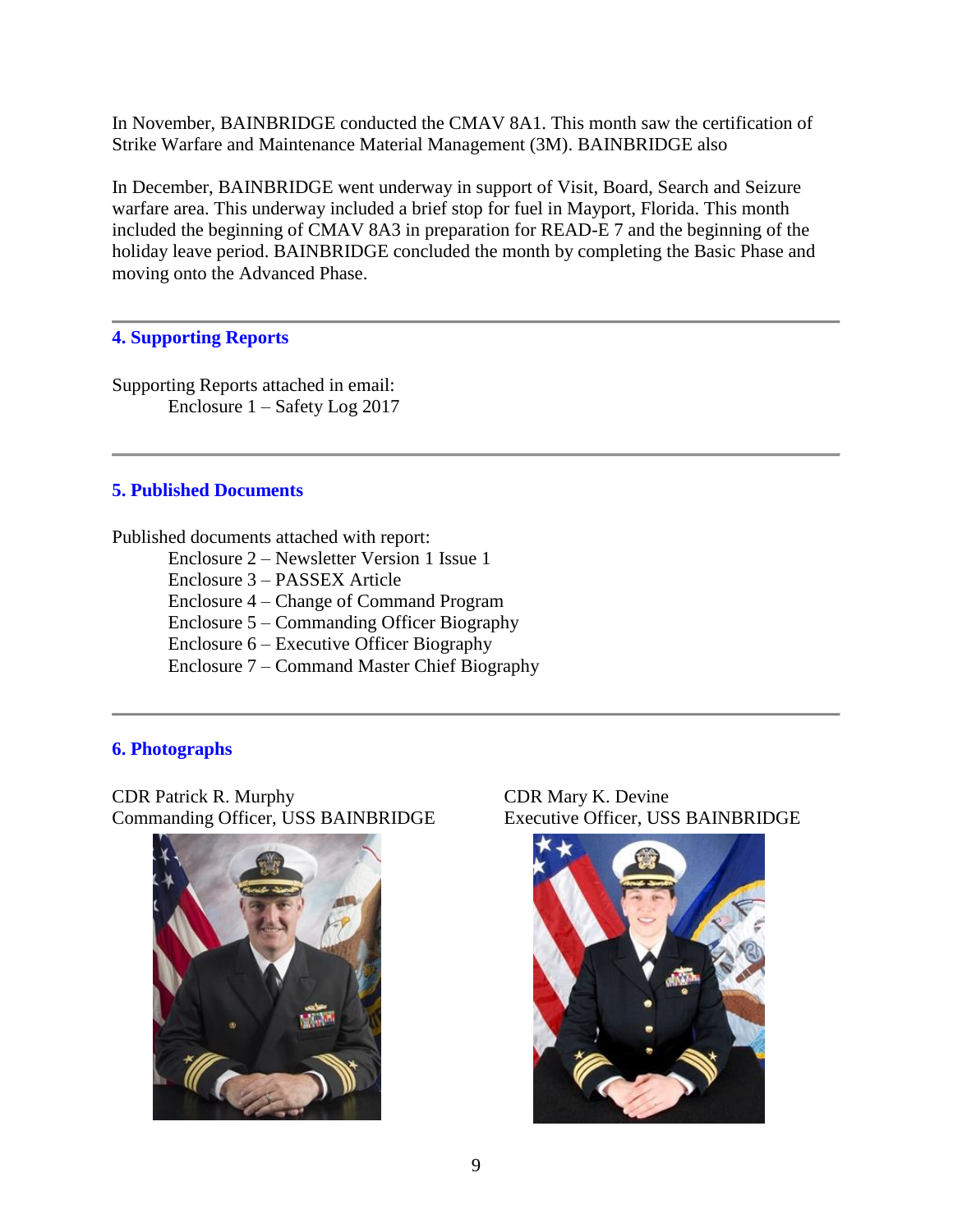In November, BAINBRIDGE conducted the CMAV 8A1. This month saw the certification of Strike Warfare and Maintenance Material Management (3M). BAINBRIDGE also

In December, BAINBRIDGE went underway in support of Visit, Board, Search and Seizure warfare area. This underway included a brief stop for fuel in Mayport, Florida. This month included the beginning of CMAV 8A3 in preparation for READ-E 7 and the beginning of the holiday leave period. BAINBRIDGE concluded the month by completing the Basic Phase and moving onto the Advanced Phase.

---

## 4. Supporting Reports

Supporting Reports attached in email:

- Enclosure 1 – Safety Log 2017

---

## 5. Published Documents

Published documents attached with report:

- Enclosure 2 – Newsletter Version 1 Issue 1
- Enclosure 3 – PASSEX Article
- Enclosure 4 – Change of Command Program
- Enclosure 5 – Commanding Officer Biography
- Enclosure 6 – Executive Officer Biography
- Enclosure 7 – Command Master Chief Biography

---

## 6. Photographs

CDR Patrick R. Murphy
Commanding Officer, USS BAINBRIDGE

CDR Mary K. Devine
Executive Officer, USS BAINBRIDGE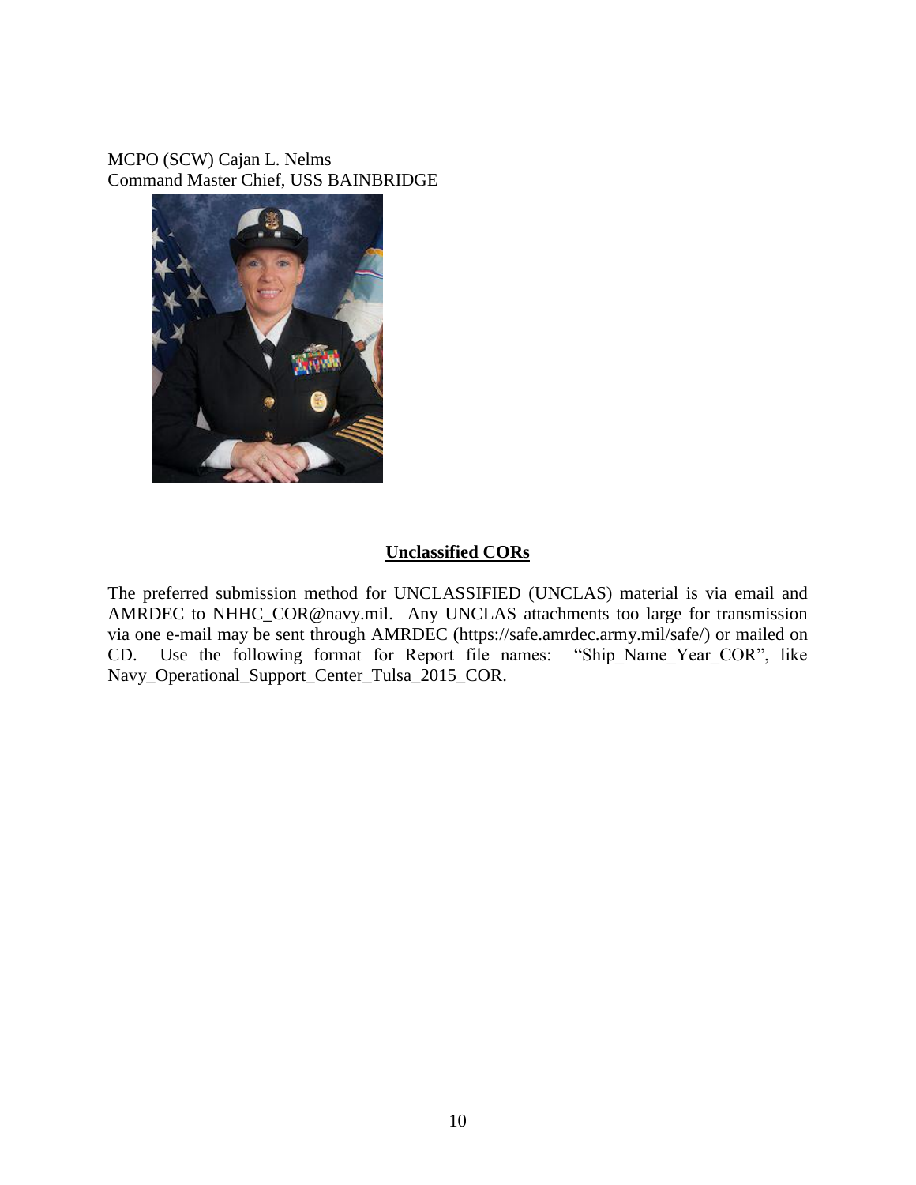MCPO (SCW) Cajan L. Nelms
Command Master Chief, USS BAINBRIDGE

## **Unclassified CORs**

The preferred submission method for UNCLASSIFIED (UNCLAS) material is via email and AMRDEC to NHHC_COR@navy.mil. Any UNCLAS attachments too large for transmission via one e-mail may be sent through AMRDEC (https://safe.amrdec.army.mil/safe/) or mailed on CD. Use the following format for Report file names: "Ship_Name_Year_COR", like Navy_Operational_Support_Center_Tulsa_2015_COR.